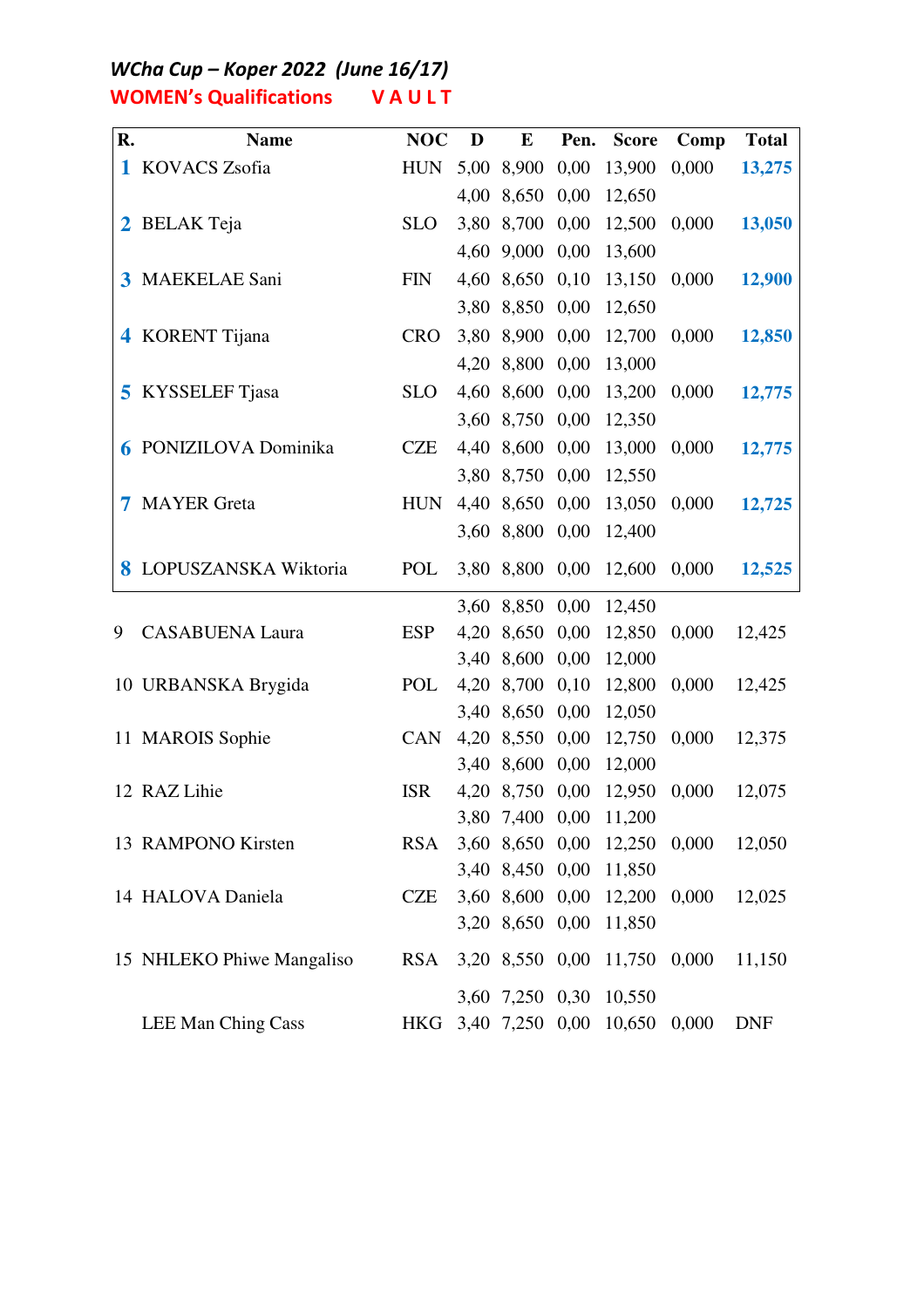## *WCha Cup – Koper 2022 (June 16/17)*

## WOMEN's Qualifications VAULT

| R. | Name | NOC | D | E | Pen. | Score | Comp | Total |
|---|---|---|---|---|---|---|---|---|
| 1 | KOVACS Zsofia | HUN | 5,00 | 8,900 | 0,00 | 13,900 | 0,000 | 13,275 |
| | | | 4,00 | 8,650 | 0,00 | 12,650 | | |
| 2 | BELAK Teja | SLO | 3,80 | 8,700 | 0,00 | 12,500 | 0,000 | 13,050 |
| | | | 4,60 | 9,000 | 0,00 | 13,600 | | |
| 3 | MAEKELAE Sani | FIN | 4,60 | 8,650 | 0,10 | 13,150 | 0,000 | 12,900 |
| | | | 3,80 | 8,850 | 0,00 | 12,650 | | |
| 4 | KORENT Tijana | CRO | 3,80 | 8,900 | 0,00 | 12,700 | 0,000 | 12,850 |
| | | | 4,20 | 8,800 | 0,00 | 13,000 | | |
| 5 | KYSSELEF Tjasa | SLO | 4,60 | 8,600 | 0,00 | 13,200 | 0,000 | 12,775 |
| | | | 3,60 | 8,750 | 0,00 | 12,350 | | |
| 6 | PONIZILOVA Dominika | CZE | 4,40 | 8,600 | 0,00 | 13,000 | 0,000 | 12,775 |
| | | | 3,80 | 8,750 | 0,00 | 12,550 | | |
| 7 | MAYER Greta | HUN | 4,40 | 8,650 | 0,00 | 13,050 | 0,000 | 12,725 |
| | | | 3,60 | 8,800 | 0,00 | 12,400 | | |
| 8 | LOPUSZANSKA Wiktoria | POL | 3,80 | 8,800 | 0,00 | 12,600 | 0,000 | 12,525 |
| | | | 3,60 | 8,850 | 0,00 | 12,450 | | |
| 9 | CASABUENA Laura | ESP | 4,20 | 8,650 | 0,00 | 12,850 | 0,000 | 12,425 |
| | | | 3,40 | 8,600 | 0,00 | 12,000 | | |
| 10 | URBANSKA Brygida | POL | 4,20 | 8,700 | 0,10 | 12,800 | 0,000 | 12,425 |
| | | | 3,40 | 8,650 | 0,00 | 12,050 | | |
| 11 | MAROIS Sophie | CAN | 4,20 | 8,550 | 0,00 | 12,750 | 0,000 | 12,375 |
| | | | 3,40 | 8,600 | 0,00 | 12,000 | | |
| 12 | RAZ Lihie | ISR | 4,20 | 8,750 | 0,00 | 12,950 | 0,000 | 12,075 |
| | | | 3,80 | 7,400 | 0,00 | 11,200 | | |
| 13 | RAMPONO Kirsten | RSA | 3,60 | 8,650 | 0,00 | 12,250 | 0,000 | 12,050 |
| | | | 3,40 | 8,450 | 0,00 | 11,850 | | |
| 14 | HALOVA Daniela | CZE | 3,60 | 8,600 | 0,00 | 12,200 | 0,000 | 12,025 |
| | | | 3,20 | 8,650 | 0,00 | 11,850 | | |
| 15 | NHLEKO Phiwe Mangaliso | RSA | 3,20 | 8,550 | 0,00 | 11,750 | 0,000 | 11,150 |
| | | | 3,60 | 7,250 | 0,30 | 10,550 | | |
| | LEE Man Ching Cass | HKG | 3,40 | 7,250 | 0,00 | 10,650 | 0,000 | DNF |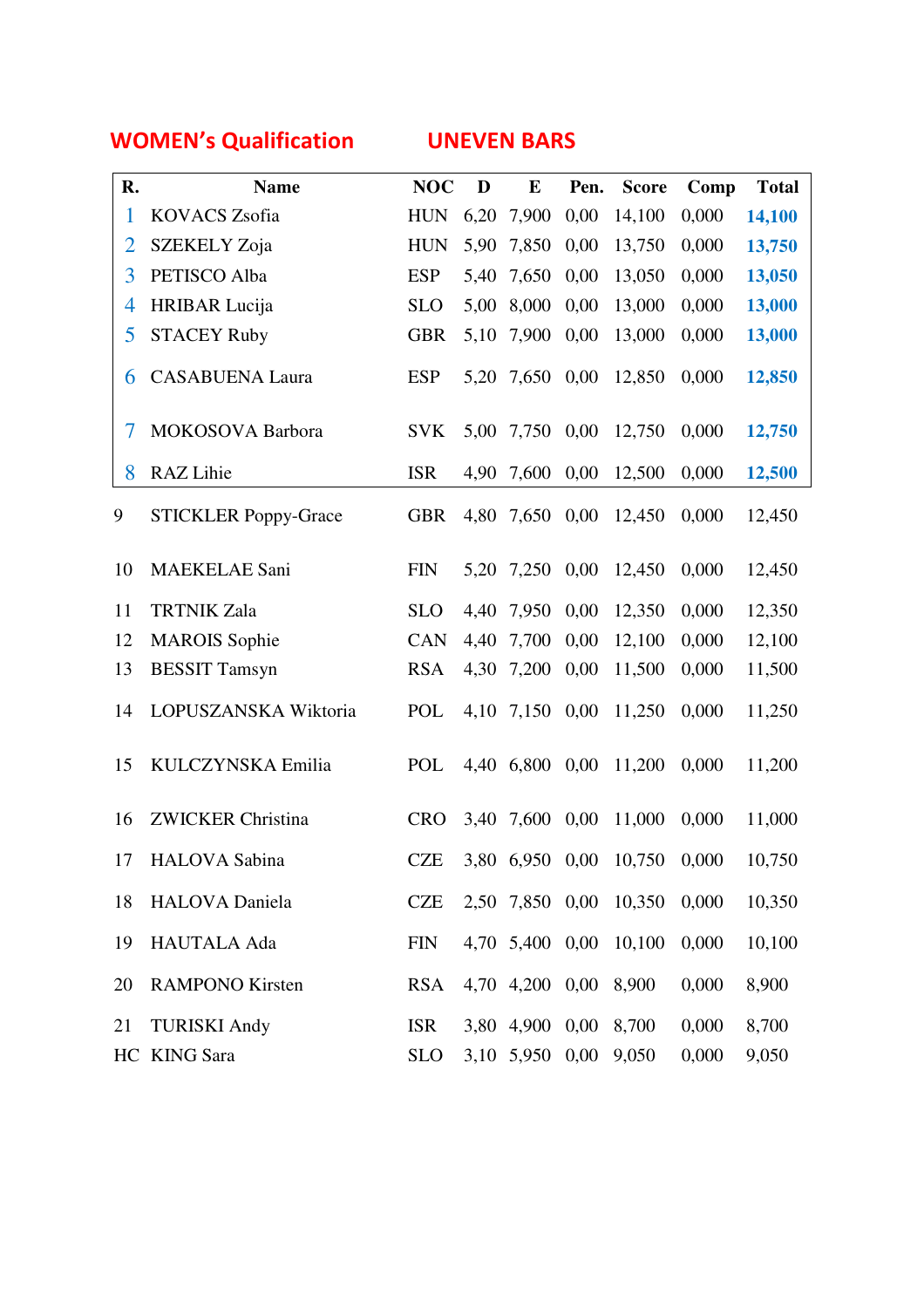## WOMEN's Qualification UNEVEN BARS

| R. | Name | NOC | D | E | Pen. | Score | Comp | Total |
|---|---|---|---|---|---|---|---|---|
| 1 | KOVACS Zsofia | HUN | 6,20 | 7,900 | 0,00 | 14,100 | 0,000 | **14,100** |
| 2 | SZEKELY Zoja | HUN | 5,90 | 7,850 | 0,00 | 13,750 | 0,000 | **13,750** |
| 3 | PETISCO Alba | ESP | 5,40 | 7,650 | 0,00 | 13,050 | 0,000 | **13,050** |
| 4 | HRIBAR Lucija | SLO | 5,00 | 8,000 | 0,00 | 13,000 | 0,000 | **13,000** |
| 5 | STACEY Ruby | GBR | 5,10 | 7,900 | 0,00 | 13,000 | 0,000 | **13,000** |
| 6 | CASABUENA Laura | ESP | 5,20 | 7,650 | 0,00 | 12,850 | 0,000 | **12,850** |
| 7 | MOKOSOVA Barbora | SVK | 5,00 | 7,750 | 0,00 | 12,750 | 0,000 | **12,750** |
| 8 | RAZ Lihie | ISR | 4,90 | 7,600 | 0,00 | 12,500 | 0,000 | **12,500** |
| 9 | STICKLER Poppy-Grace | GBR | 4,80 | 7,650 | 0,00 | 12,450 | 0,000 | 12,450 |
| 10 | MAEKELAE Sani | FIN | 5,20 | 7,250 | 0,00 | 12,450 | 0,000 | 12,450 |
| 11 | TRTNIK Zala | SLO | 4,40 | 7,950 | 0,00 | 12,350 | 0,000 | 12,350 |
| 12 | MAROIS Sophie | CAN | 4,40 | 7,700 | 0,00 | 12,100 | 0,000 | 12,100 |
| 13 | BESSIT Tamsyn | RSA | 4,30 | 7,200 | 0,00 | 11,500 | 0,000 | 11,500 |
| 14 | LOPUSZANSKA Wiktoria | POL | 4,10 | 7,150 | 0,00 | 11,250 | 0,000 | 11,250 |
| 15 | KULCZYNSKA Emilia | POL | 4,40 | 6,800 | 0,00 | 11,200 | 0,000 | 11,200 |
| 16 | ZWICKER Christina | CRO | 3,40 | 7,600 | 0,00 | 11,000 | 0,000 | 11,000 |
| 17 | HALOVA Sabina | CZE | 3,80 | 6,950 | 0,00 | 10,750 | 0,000 | 10,750 |
| 18 | HALOVA Daniela | CZE | 2,50 | 7,850 | 0,00 | 10,350 | 0,000 | 10,350 |
| 19 | HAUTALA Ada | FIN | 4,70 | 5,400 | 0,00 | 10,100 | 0,000 | 10,100 |
| 20 | RAMPONO Kirsten | RSA | 4,70 | 4,200 | 0,00 | 8,900 | 0,000 | 8,900 |
| 21 | TURISKI Andy | ISR | 3,80 | 4,900 | 0,00 | 8,700 | 0,000 | 8,700 |
| HC | KING Sara | SLO | 3,10 | 5,950 | 0,00 | 9,050 | 0,000 | 9,050 |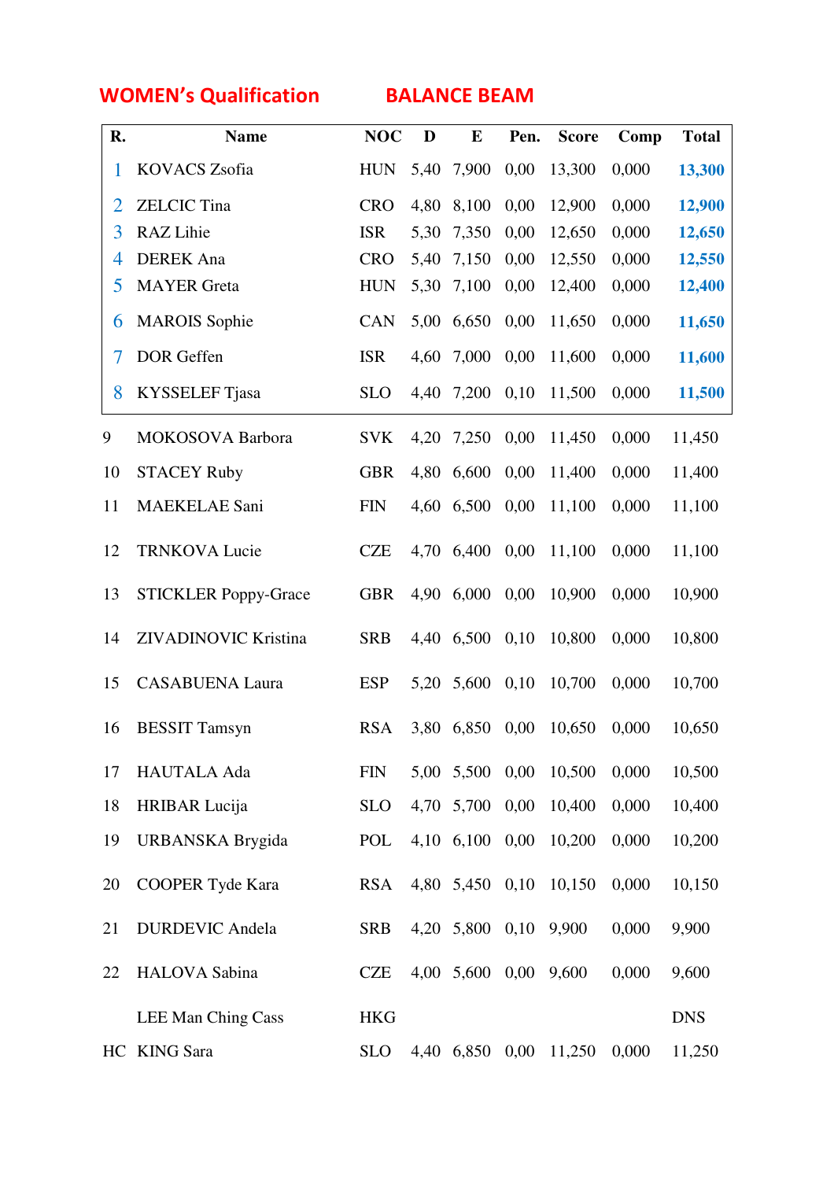## WOMEN's Qualification BALANCE BEAM

| R. | Name | NOC | D | E | Pen. | Score | Comp | Total |
|---|---|---|---|---|---|---|---|---|
| 1 | KOVACS Zsofia | HUN | 5,40 | 7,900 | 0,00 | 13,300 | 0,000 | **13,300** |
| 2 | ZELCIC Tina | CRO | 4,80 | 8,100 | 0,00 | 12,900 | 0,000 | **12,900** |
| 3 | RAZ Lihie | ISR | 5,30 | 7,350 | 0,00 | 12,650 | 0,000 | **12,650** |
| 4 | DEREK Ana | CRO | 5,40 | 7,150 | 0,00 | 12,550 | 0,000 | **12,550** |
| 5 | MAYER Greta | HUN | 5,30 | 7,100 | 0,00 | 12,400 | 0,000 | **12,400** |
| 6 | MAROIS Sophie | CAN | 5,00 | 6,650 | 0,00 | 11,650 | 0,000 | **11,650** |
| 7 | DOR Geffen | ISR | 4,60 | 7,000 | 0,00 | 11,600 | 0,000 | **11,600** |
| 8 | KYSSELEF Tjasa | SLO | 4,40 | 7,200 | 0,10 | 11,500 | 0,000 | **11,500** |
| 9 | MOKOSOVA Barbora | SVK | 4,20 | 7,250 | 0,00 | 11,450 | 0,000 | 11,450 |
| 10 | STACEY Ruby | GBR | 4,80 | 6,600 | 0,00 | 11,400 | 0,000 | 11,400 |
| 11 | MAEKELAE Sani | FIN | 4,60 | 6,500 | 0,00 | 11,100 | 0,000 | 11,100 |
| 12 | TRNKOVA Lucie | CZE | 4,70 | 6,400 | 0,00 | 11,100 | 0,000 | 11,100 |
| 13 | STICKLER Poppy-Grace | GBR | 4,90 | 6,000 | 0,00 | 10,900 | 0,000 | 10,900 |
| 14 | ZIVADINOVIC Kristina | SRB | 4,40 | 6,500 | 0,10 | 10,800 | 0,000 | 10,800 |
| 15 | CASABUENA Laura | ESP | 5,20 | 5,600 | 0,10 | 10,700 | 0,000 | 10,700 |
| 16 | BESSIT Tamsyn | RSA | 3,80 | 6,850 | 0,00 | 10,650 | 0,000 | 10,650 |
| 17 | HAUTALA Ada | FIN | 5,00 | 5,500 | 0,00 | 10,500 | 0,000 | 10,500 |
| 18 | HRIBAR Lucija | SLO | 4,70 | 5,700 | 0,00 | 10,400 | 0,000 | 10,400 |
| 19 | URBANSKA Brygida | POL | 4,10 | 6,100 | 0,00 | 10,200 | 0,000 | 10,200 |
| 20 | COOPER Tyde Kara | RSA | 4,80 | 5,450 | 0,10 | 10,150 | 0,000 | 10,150 |
| 21 | DURDEVIC Andela | SRB | 4,20 | 5,800 | 0,10 | 9,900 | 0,000 | 9,900 |
| 22 | HALOVA Sabina | CZE | 4,00 | 5,600 | 0,00 | 9,600 | 0,000 | 9,600 |
| | LEE Man Ching Cass | HKG | | | | | | DNS |
| HC | KING Sara | SLO | 4,40 | 6,850 | 0,00 | 11,250 | 0,000 | 11,250 |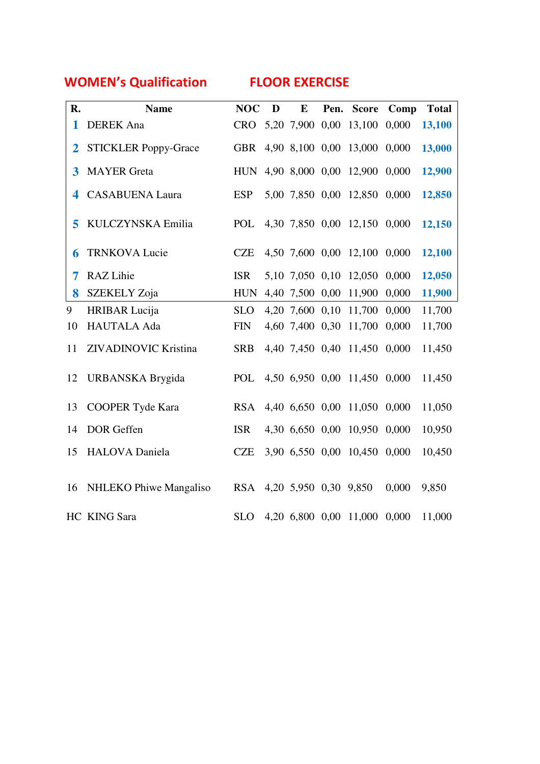## WOMEN's Qualification FLOOR EXERCISE

| R. | Name | NOC | D | E | Pen. | Score | Comp | Total |
|---|---|---|---|---|---|---|---|---|
| 1 | DEREK Ana | CRO | 5,20 | 7,900 | 0,00 | 13,100 | 0,000 | 13,100 |
| 2 | STICKLER Poppy-Grace | GBR | 4,90 | 8,100 | 0,00 | 13,000 | 0,000 | 13,000 |
| 3 | MAYER Greta | HUN | 4,90 | 8,000 | 0,00 | 12,900 | 0,000 | 12,900 |
| 4 | CASABUENA Laura | ESP | 5,00 | 7,850 | 0,00 | 12,850 | 0,000 | 12,850 |
| 5 | KULCZYNSKA Emilia | POL | 4,30 | 7,850 | 0,00 | 12,150 | 0,000 | 12,150 |
| 6 | TRNKOVA Lucie | CZE | 4,50 | 7,600 | 0,00 | 12,100 | 0,000 | 12,100 |
| 7 | RAZ Lihie | ISR | 5,10 | 7,050 | 0,10 | 12,050 | 0,000 | 12,050 |
| 8 | SZEKELY Zoja | HUN | 4,40 | 7,500 | 0,00 | 11,900 | 0,000 | 11,900 |
| 9 | HRIBAR Lucija | SLO | 4,20 | 7,600 | 0,10 | 11,700 | 0,000 | 11,700 |
| 10 | HAUTALA Ada | FIN | 4,60 | 7,400 | 0,30 | 11,700 | 0,000 | 11,700 |
| 11 | ZIVADINOVIC Kristina | SRB | 4,40 | 7,450 | 0,40 | 11,450 | 0,000 | 11,450 |
| 12 | URBANSKA Brygida | POL | 4,50 | 6,950 | 0,00 | 11,450 | 0,000 | 11,450 |
| 13 | COOPER Tyde Kara | RSA | 4,40 | 6,650 | 0,00 | 11,050 | 0,000 | 11,050 |
| 14 | DOR Geffen | ISR | 4,30 | 6,650 | 0,00 | 10,950 | 0,000 | 10,950 |
| 15 | HALOVA Daniela | CZE | 3,90 | 6,550 | 0,00 | 10,450 | 0,000 | 10,450 |
| 16 | NHLEKO Phiwe Mangaliso | RSA | 4,20 | 5,950 | 0,30 | 9,850 | 0,000 | 9,850 |
| HC | KING Sara | SLO | 4,20 | 6,800 | 0,00 | 11,000 | 0,000 | 11,000 |